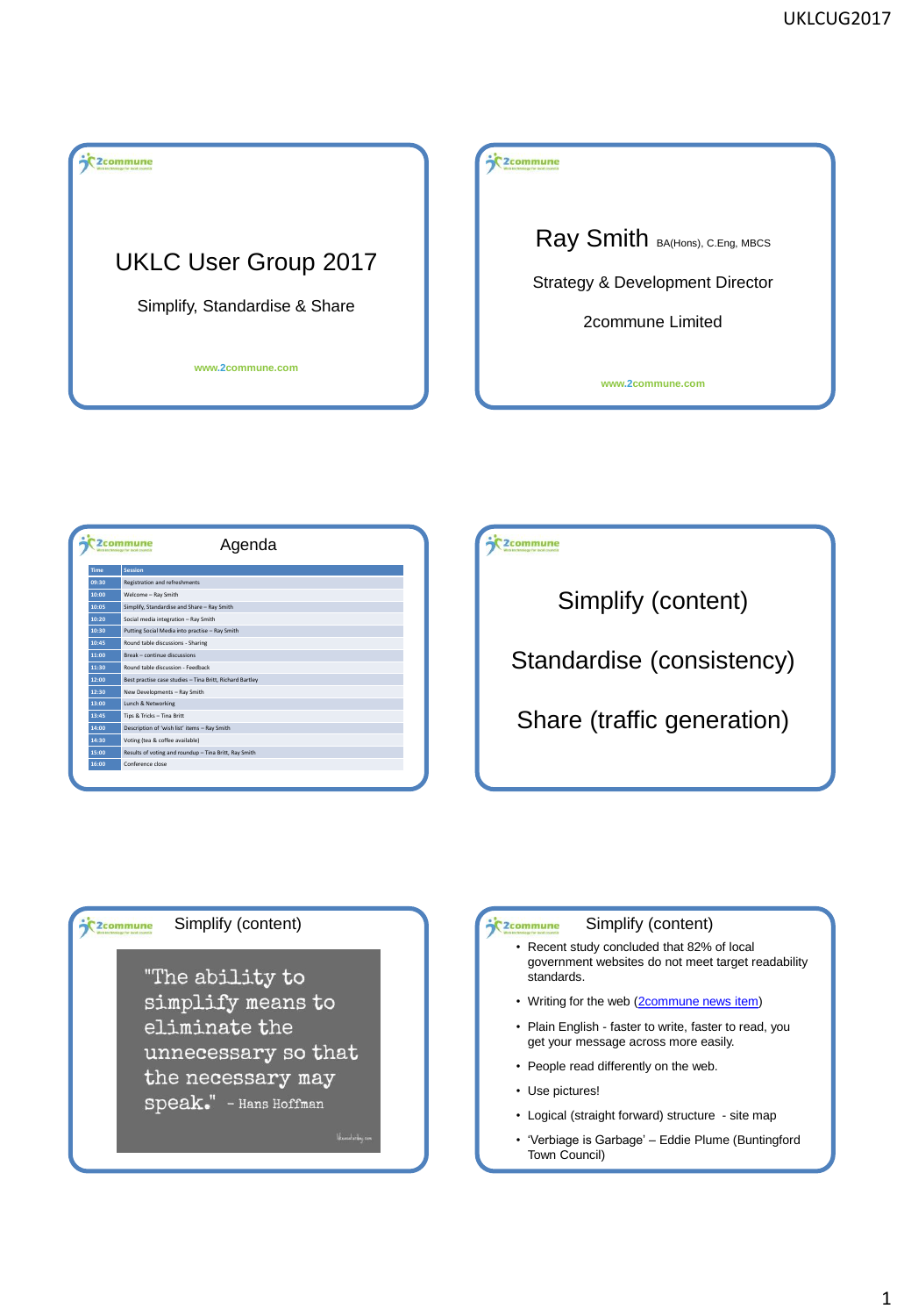## UKLC User Group 2017

Simplify, Standardise & Share

www.2commune.com

---

## Ray Smith BA(Hons), C.Eng, MBCS

Strategy & Development Director

2commune Limited

www.2commune.com

---

## Agenda

| Time | Session |
| --- | --- |
| 09:30 | Registration and refreshments |
| 10:00 | Welcome – Ray Smith |
| 10:05 | Simplify, Standardise and Share – Ray Smith |
| 10:20 | Social media integration – Ray Smith |
| 10:30 | Putting Social Media into practise – Ray Smith |
| 10:45 | Round table discussions - Sharing |
| 11:00 | Break – continue discussions |
| 11:30 | Round table discussion - Feedback |
| 12:00 | Best practise case studies – Tina Britt, Richard Bartley |
| 12:30 | New Developments – Ray Smith |
| 13:00 | Lunch & Networking |
| 13:45 | Tips & Tricks – Tina Britt |
| 14:00 | Description of 'wish list' items – Ray Smith |
| 14:30 | Voting (tea & coffee available) |
| 15:00 | Results of voting and roundup – Tina Britt, Ray Smith |
| 16:00 | Conference close |

---

Simplify (content)

Standardise (consistency)

Share (traffic generation)

---

## Simplify (content)

"The ability to simplify means to eliminate the unnecessary so that the necessary may speak." – Hans Hoffman

---

## Simplify (content)

- Recent study concluded that 82% of local government websites do not meet target readability standards.
- Writing for the web (2commune news item)
- Plain English - faster to write, faster to read, you get your message across more easily.
- People read differently on the web.
- Use pictures!
- Logical (straight forward) structure - site map
- 'Verbiage is Garbage' – Eddie Plume (Buntingford Town Council)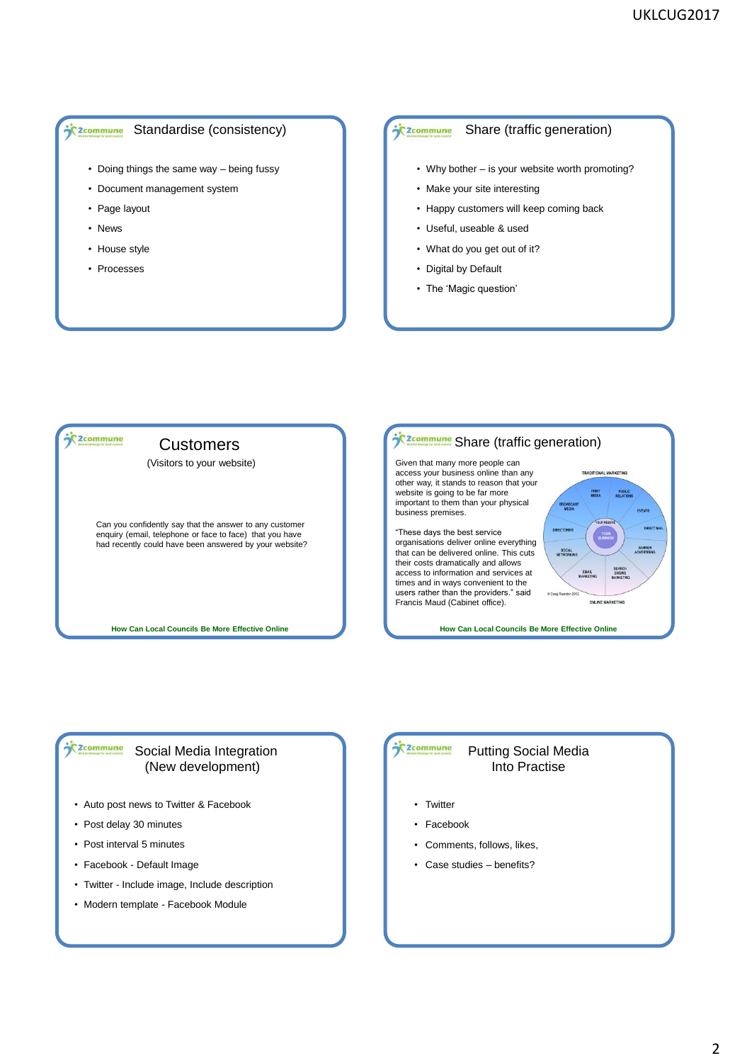## Standardise (consistency)

- Doing things the same way – being fussy
- Document management system
- Page layout
- News
- House style
- Processes

## Share (traffic generation)

- Why bother – is your website worth promoting?
- Make your site interesting
- Happy customers will keep coming back
- Useful, useable & used
- What do you get out of it?
- Digital by Default
- The 'Magic question'

## Customers

(Visitors to your website)

Can you confidently say that the answer to any customer enquiry (email, telephone or face to face) that you have had recently could have been answered by your website?

**How Can Local Councils Be More Effective Online**

## Share (traffic generation)

Given that many more people can access your business online than any other way, it stands to reason that your website is going to be far more important to them than your physical business premises.

"These days the best service organisations deliver online everything that can be delivered online. This cuts their costs dramatically and allows access to information and services at times and in ways convenient to the users rather than the providers." said Francis Maud (Cabinet office).

**How Can Local Councils Be More Effective Online**

## Social Media Integration (New development)

- Auto post news to Twitter & Facebook
- Post delay 30 minutes
- Post interval 5 minutes
- Facebook - Default Image
- Twitter - Include image, Include description
- Modern template - Facebook Module

## Putting Social Media Into Practise

- Twitter
- Facebook
- Comments, follows, likes,
- Case studies – benefits?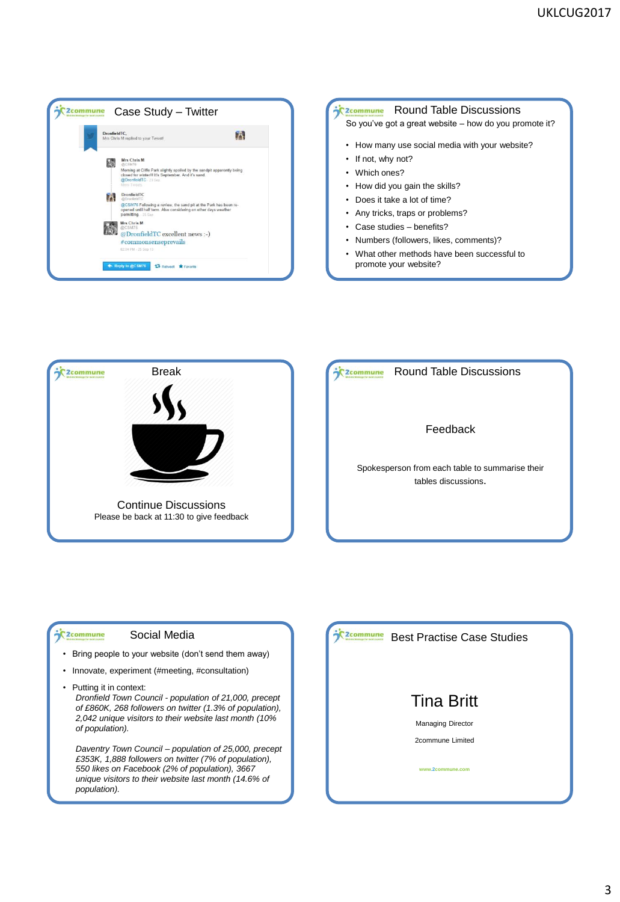## Case Study – Twitter

DronfieldTC,
Mrs Chris M replied to your Tweet!

Mrs Chris M
@CSM76
Morning at Cliffe Park slightly spoiled by the sandpit apparently being closed for winter!!! It's September. And it's sand.
@DronfieldTC

DronfieldTC
@DronfieldTC
@CSM76 Following a review, the sand pit at the Park has been re-opened until half term. Also considering on other days weather permitting.

Mrs Chris M
@CSM76
@DronfieldTC excellent news :-)
#commonsenseprevails

Reply to @CSM76 · Retweet · Favorite

## Round Table Discussions

So you've got a great website – how do you promote it?

- How many use social media with your website?
- If not, why not?
- Which ones?
- How did you gain the skills?
- Does it take a lot of time?
- Any tricks, traps or problems?
- Case studies – benefits?
- Numbers (followers, likes, comments)?
- What other methods have been successful to promote your website?

## Break

Continue Discussions

Please be back at 11:30 to give feedback

## Round Table Discussions

Feedback

Spokesperson from each table to summarise their tables discussions.

## Social Media

- Bring people to your website (don't send them away)
- Innovate, experiment (#meeting, #consultation)
- Putting it in context:

  *Dronfield Town Council - population of 21,000, precept of £860K, 268 followers on twitter (1.3% of population), 2,042 unique visitors to their website last month (10% of population).*

  *Daventry Town Council – population of 25,000, precept £353K, 1,888 followers on twitter (7% of population), 550 likes on Facebook (2% of population), 3667 unique visitors to their website last month (14.6% of population).*

## Best Practise Case Studies

Tina Britt

Managing Director

2commune Limited

www.2commune.com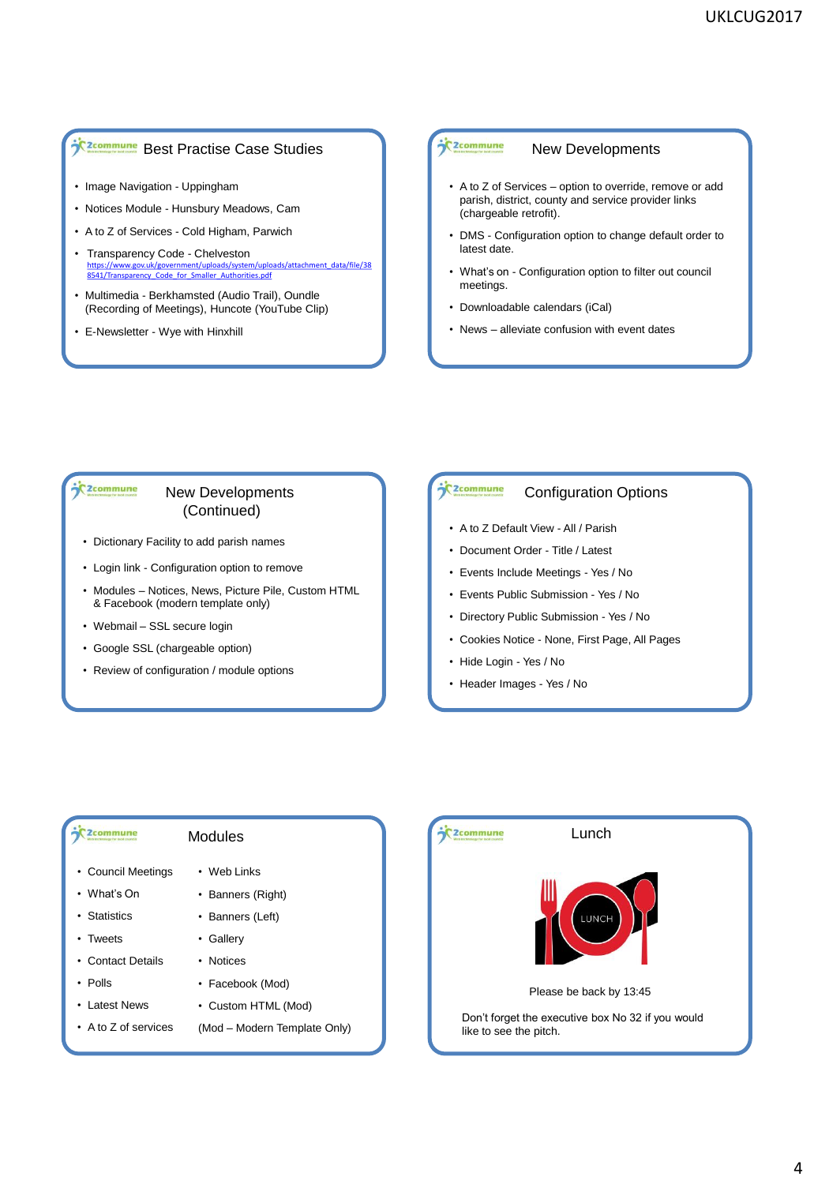## Best Practise Case Studies

- Image Navigation - Uppingham
- Notices Module - Hunsbury Meadows, Cam
- A to Z of Services - Cold Higham, Parwich
- Transparency Code - Chelveston
  https://www.gov.uk/government/uploads/system/uploads/attachment_data/file/388541/Transparency_Code_for_Smaller_Authorities.pdf
- Multimedia - Berkhamsted (Audio Trail), Oundle (Recording of Meetings), Huncote (YouTube Clip)
- E-Newsletter - Wye with Hinxhill

## New Developments

- A to Z of Services – option to override, remove or add parish, district, county and service provider links (chargeable retrofit).
- DMS - Configuration option to change default order to latest date.
- What's on - Configuration option to filter out council meetings.
- Downloadable calendars (iCal)
- News – alleviate confusion with event dates

## New Developments (Continued)

- Dictionary Facility to add parish names
- Login link - Configuration option to remove
- Modules – Notices, News, Picture Pile, Custom HTML & Facebook (modern template only)
- Webmail – SSL secure login
- Google SSL (chargeable option)
- Review of configuration / module options

## Configuration Options

- A to Z Default View - All / Parish
- Document Order - Title / Latest
- Events Include Meetings - Yes / No
- Events Public Submission - Yes / No
- Directory Public Submission - Yes / No
- Cookies Notice - None, First Page, All Pages
- Hide Login - Yes / No
- Header Images - Yes / No

## Modules

- Council Meetings
- What's On
- Statistics
- Tweets
- Contact Details
- Polls
- Latest News
- A to Z of services
- Web Links
- Banners (Right)
- Banners (Left)
- Gallery
- Notices
- Facebook (Mod)
- Custom HTML (Mod)

(Mod – Modern Template Only)

## Lunch

Please be back by 13:45

Don't forget the executive box No 32 if you would like to see the pitch.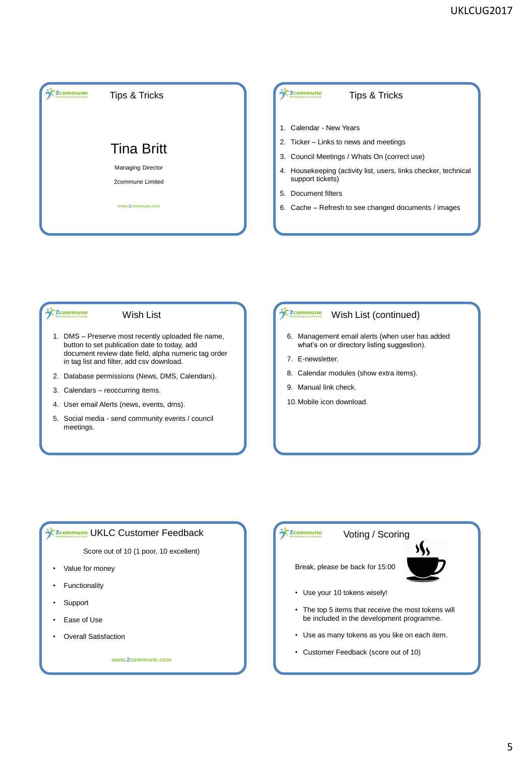## Tips & Tricks

# Tina Britt

Managing Director

2commune Limited

www.2commune.com

## Tips & Tricks

1. Calendar - New Years
2. Ticker – Links to news and meetings
3. Council Meetings / Whats On (correct use)
4. Housekeeping (activity list, users, links checker, technical support tickets)
5. Document filters
6. Cache – Refresh to see changed documents / images

## Wish List

1. DMS – Preserve most recently uploaded file name, button to set publication date to today, add document review date field, alpha numeric tag order in tag list and filter, add csv download.
2. Database permissions (News, DMS, Calendars).
3. Calendars – reoccurring items.
4. User email Alerts (news, events, dms).
5. Social media - send community events / council meetings.

## Wish List (continued)

6. Management email alerts (when user has added what's on or directory listing suggestion).
7. E-newsletter.
8. Calendar modules (show extra items).
9. Manual link check.
10. Mobile icon download.

## UKLC Customer Feedback

Score out of 10 (1 poor, 10 excellent)

- Value for money
- Functionality
- Support
- Ease of Use
- Overall Satisfaction

www.2commune.com

## Voting / Scoring

Break, please be back for 15:00

- Use your 10 tokens wisely!
- The top 5 items that receive the most tokens will be included in the development programme.
- Use as many tokens as you like on each item.
- Customer Feedback (score out of 10)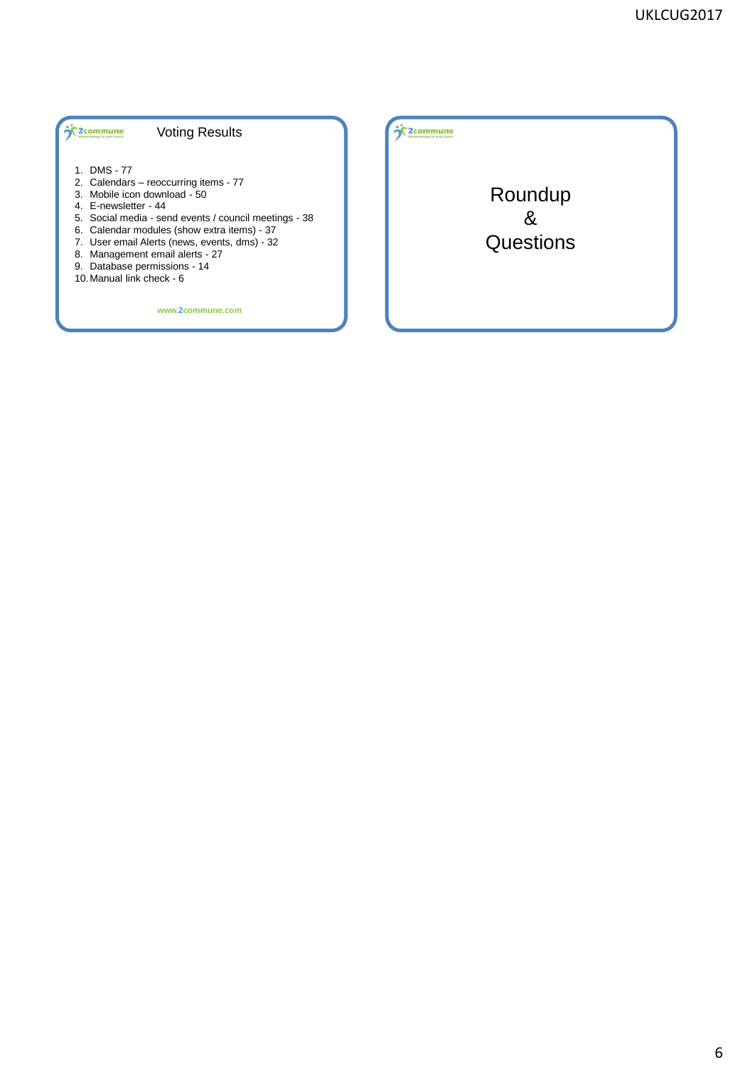## Voting Results

1. DMS - 77
2. Calendars – reoccurring items - 77
3. Mobile icon download - 50
4. E-newsletter - 44
5. Social media - send events / council meetings - 38
6. Calendar modules (show extra items) - 37
7. User email Alerts (news, events, dms) - 32
8. Management email alerts - 27
9. Database permissions - 14
10. Manual link check - 6

www.2commune.com

## Roundup & Questions